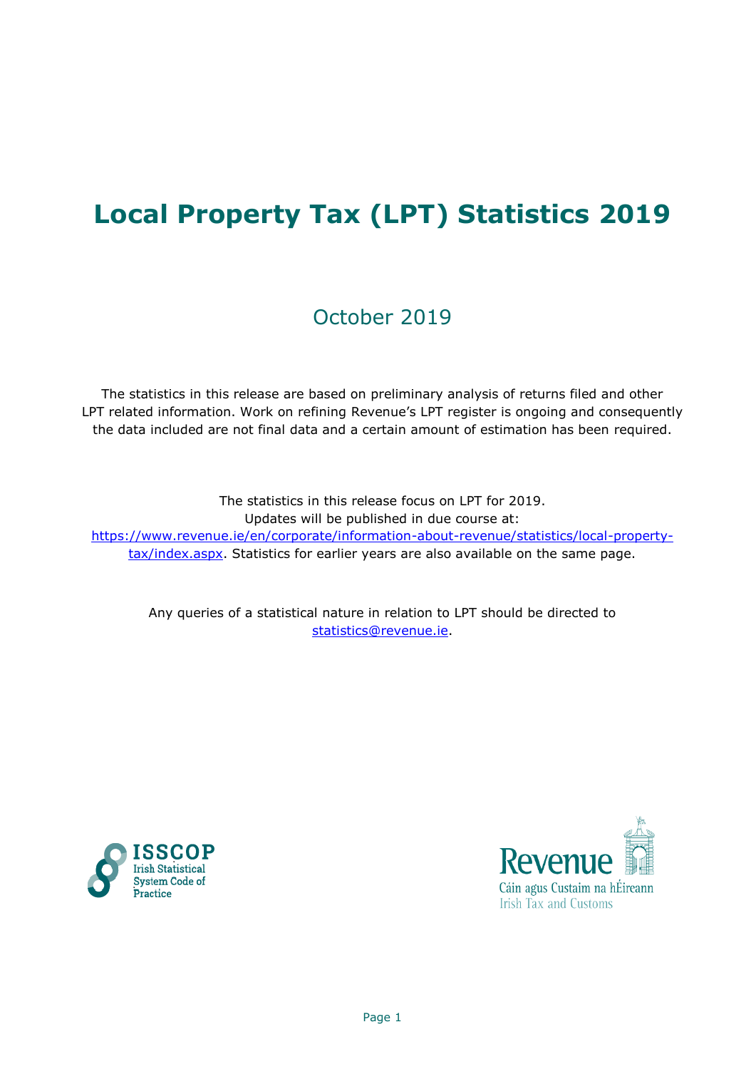# Local Property Tax (LPT) Statistics 2019

October 2019

The statistics in this release are based on preliminary analysis of returns filed and other LPT related information. Work on refining Revenue's LPT register is ongoing and consequently the data included are not final data and a certain amount of estimation has been required.

The statistics in this release focus on LPT for 2019.
Updates will be published in due course at:
[https://www.revenue.ie/en/corporate/information-about-revenue/statistics/local-property-tax/index.aspx](https://www.revenue.ie/en/corporate/information-about-revenue/statistics/local-property-tax/index.aspx). Statistics for earlier years are also available on the same page.

Any queries of a statistical nature in relation to LPT should be directed to [statistics@revenue.ie](mailto:statistics@revenue.ie).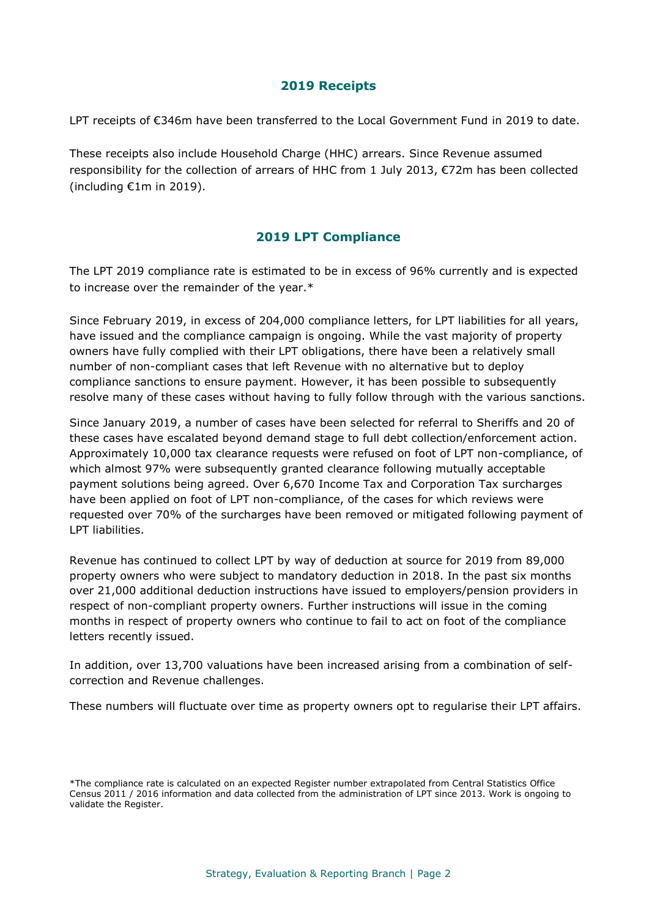## 2019 Receipts

LPT receipts of €346m have been transferred to the Local Government Fund in 2019 to date.

These receipts also include Household Charge (HHC) arrears. Since Revenue assumed responsibility for the collection of arrears of HHC from 1 July 2013, €72m has been collected (including €1m in 2019).

## 2019 LPT Compliance

The LPT 2019 compliance rate is estimated to be in excess of 96% currently and is expected to increase over the remainder of the year.*

Since February 2019, in excess of 204,000 compliance letters, for LPT liabilities for all years, have issued and the compliance campaign is ongoing. While the vast majority of property owners have fully complied with their LPT obligations, there have been a relatively small number of non-compliant cases that left Revenue with no alternative but to deploy compliance sanctions to ensure payment. However, it has been possible to subsequently resolve many of these cases without having to fully follow through with the various sanctions.

Since January 2019, a number of cases have been selected for referral to Sheriffs and 20 of these cases have escalated beyond demand stage to full debt collection/enforcement action. Approximately 10,000 tax clearance requests were refused on foot of LPT non-compliance, of which almost 97% were subsequently granted clearance following mutually acceptable payment solutions being agreed. Over 6,670 Income Tax and Corporation Tax surcharges have been applied on foot of LPT non-compliance, of the cases for which reviews were requested over 70% of the surcharges have been removed or mitigated following payment of LPT liabilities.

Revenue has continued to collect LPT by way of deduction at source for 2019 from 89,000 property owners who were subject to mandatory deduction in 2018. In the past six months over 21,000 additional deduction instructions have issued to employers/pension providers in respect of non-compliant property owners. Further instructions will issue in the coming months in respect of property owners who continue to fail to act on foot of the compliance letters recently issued.

In addition, over 13,700 valuations have been increased arising from a combination of self-correction and Revenue challenges.

These numbers will fluctuate over time as property owners opt to regularise their LPT affairs.

*The compliance rate is calculated on an expected Register number extrapolated from Central Statistics Office Census 2011 / 2016 information and data collected from the administration of LPT since 2013. Work is ongoing to validate the Register.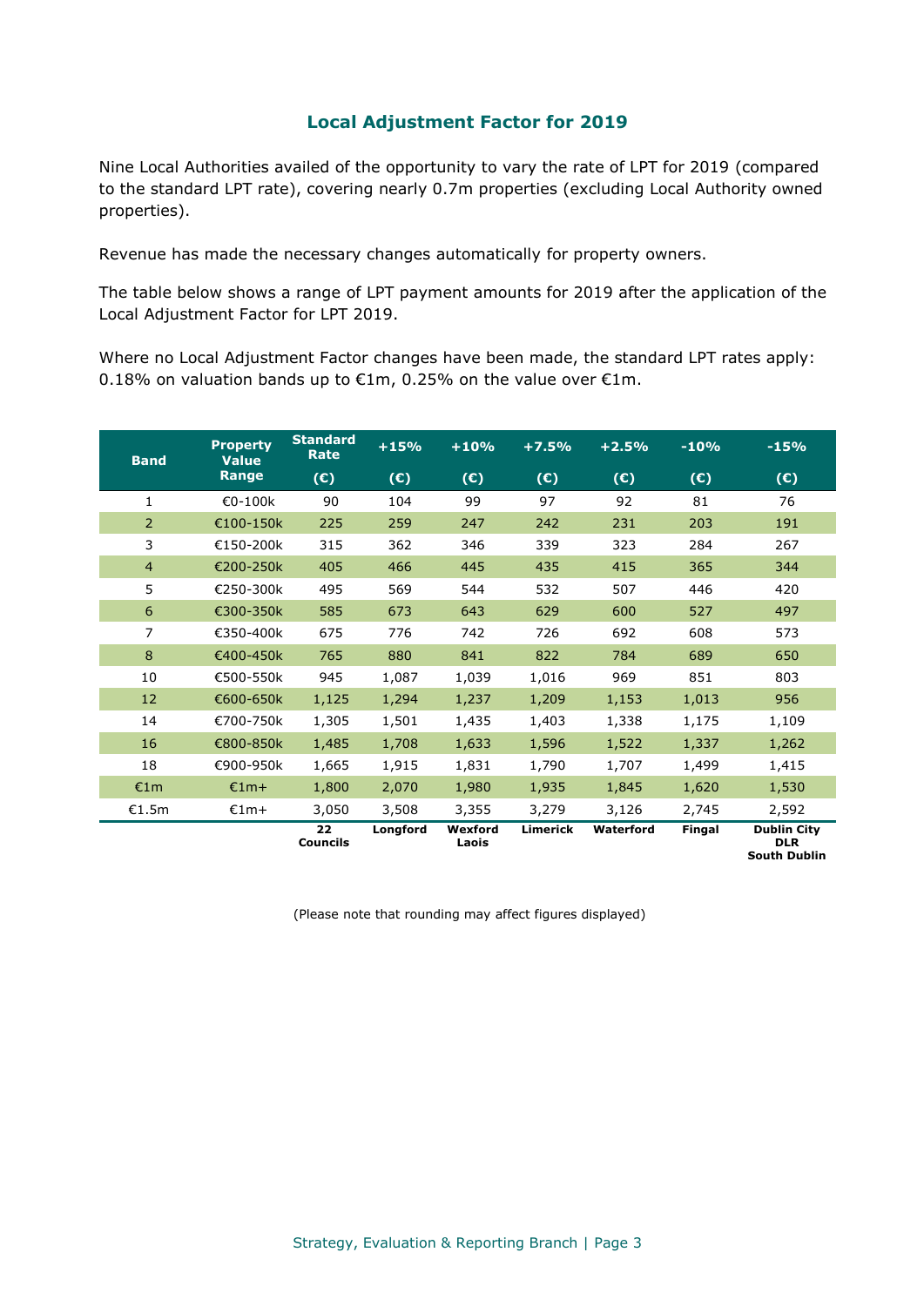## Local Adjustment Factor for 2019

Nine Local Authorities availed of the opportunity to vary the rate of LPT for 2019 (compared to the standard LPT rate), covering nearly 0.7m properties (excluding Local Authority owned properties).

Revenue has made the necessary changes automatically for property owners.

The table below shows a range of LPT payment amounts for 2019 after the application of the Local Adjustment Factor for LPT 2019.

Where no Local Adjustment Factor changes have been made, the standard LPT rates apply: 0.18% on valuation bands up to €1m, 0.25% on the value over €1m.

| Band | Property Value Range | Standard Rate (€) | +15% (€) | +10% (€) | +7.5% (€) | +2.5% (€) | -10% (€) | -15% (€) |
|---|---|---|---|---|---|---|---|---|
| 1 | €0-100k | 90 | 104 | 99 | 97 | 92 | 81 | 76 |
| 2 | €100-150k | 225 | 259 | 247 | 242 | 231 | 203 | 191 |
| 3 | €150-200k | 315 | 362 | 346 | 339 | 323 | 284 | 267 |
| 4 | €200-250k | 405 | 466 | 445 | 435 | 415 | 365 | 344 |
| 5 | €250-300k | 495 | 569 | 544 | 532 | 507 | 446 | 420 |
| 6 | €300-350k | 585 | 673 | 643 | 629 | 600 | 527 | 497 |
| 7 | €350-400k | 675 | 776 | 742 | 726 | 692 | 608 | 573 |
| 8 | €400-450k | 765 | 880 | 841 | 822 | 784 | 689 | 650 |
| 10 | €500-550k | 945 | 1,087 | 1,039 | 1,016 | 969 | 851 | 803 |
| 12 | €600-650k | 1,125 | 1,294 | 1,237 | 1,209 | 1,153 | 1,013 | 956 |
| 14 | €700-750k | 1,305 | 1,501 | 1,435 | 1,403 | 1,338 | 1,175 | 1,109 |
| 16 | €800-850k | 1,485 | 1,708 | 1,633 | 1,596 | 1,522 | 1,337 | 1,262 |
| 18 | €900-950k | 1,665 | 1,915 | 1,831 | 1,790 | 1,707 | 1,499 | 1,415 |
| €1m | €1m+ | 1,800 | 2,070 | 1,980 | 1,935 | 1,845 | 1,620 | 1,530 |
| €1.5m | €1m+ | 3,050 | 3,508 | 3,355 | 3,279 | 3,126 | 2,745 | 2,592 |
| | | **22 Councils** | **Longford** | **Wexford Laois** | **Limerick** | **Waterford** | **Fingal** | **Dublin City DLR South Dublin** |

(Please note that rounding may affect figures displayed)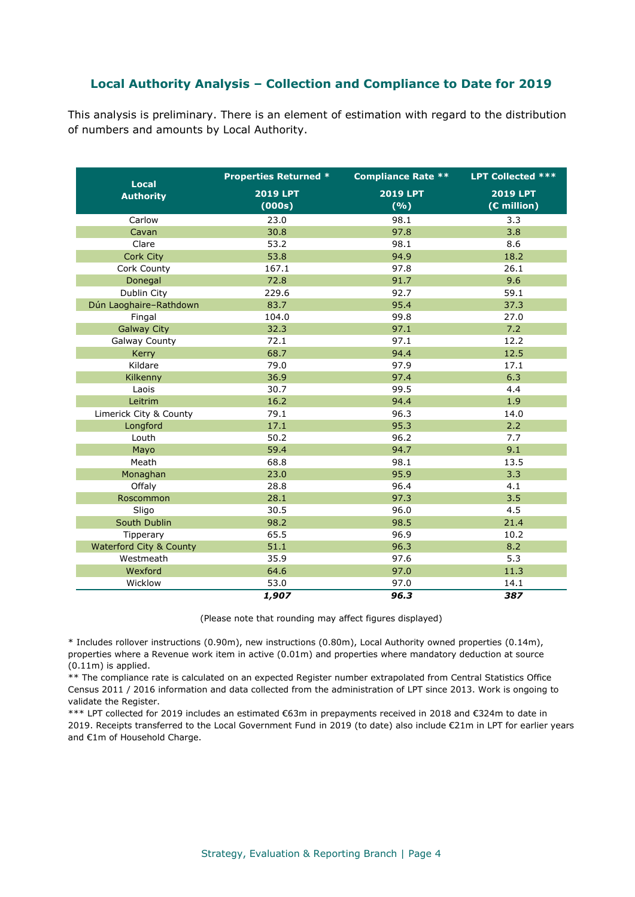## Local Authority Analysis – Collection and Compliance to Date for 2019

This analysis is preliminary. There is an element of estimation with regard to the distribution of numbers and amounts by Local Authority.

| Local Authority | Properties Returned * | Compliance Rate ** | LPT Collected *** |
|---|---|---|---|
| | 2019 LPT (000s) | 2019 LPT (%) | 2019 LPT (€ million) |
| Carlow | 23.0 | 98.1 | 3.3 |
| Cavan | 30.8 | 97.8 | 3.8 |
| Clare | 53.2 | 98.1 | 8.6 |
| Cork City | 53.8 | 94.9 | 18.2 |
| Cork County | 167.1 | 97.8 | 26.1 |
| Donegal | 72.8 | 91.7 | 9.6 |
| Dublin City | 229.6 | 92.7 | 59.1 |
| Dún Laoghaire–Rathdown | 83.7 | 95.4 | 37.3 |
| Fingal | 104.0 | 99.8 | 27.0 |
| Galway City | 32.3 | 97.1 | 7.2 |
| Galway County | 72.1 | 97.1 | 12.2 |
| Kerry | 68.7 | 94.4 | 12.5 |
| Kildare | 79.0 | 97.9 | 17.1 |
| Kilkenny | 36.9 | 97.4 | 6.3 |
| Laois | 30.7 | 99.5 | 4.4 |
| Leitrim | 16.2 | 94.4 | 1.9 |
| Limerick City & County | 79.1 | 96.3 | 14.0 |
| Longford | 17.1 | 95.3 | 2.2 |
| Louth | 50.2 | 96.2 | 7.7 |
| Mayo | 59.4 | 94.7 | 9.1 |
| Meath | 68.8 | 98.1 | 13.5 |
| Monaghan | 23.0 | 95.9 | 3.3 |
| Offaly | 28.8 | 96.4 | 4.1 |
| Roscommon | 28.1 | 97.3 | 3.5 |
| Sligo | 30.5 | 96.0 | 4.5 |
| South Dublin | 98.2 | 98.5 | 21.4 |
| Tipperary | 65.5 | 96.9 | 10.2 |
| Waterford City & County | 51.1 | 96.3 | 8.2 |
| Westmeath | 35.9 | 97.6 | 5.3 |
| Wexford | 64.6 | 97.0 | 11.3 |
| Wicklow | 53.0 | 97.0 | 14.1 |
| | ***1,907*** | ***96.3*** | ***387*** |

(Please note that rounding may affect figures displayed)

* Includes rollover instructions (0.90m), new instructions (0.80m), Local Authority owned properties (0.14m), properties where a Revenue work item in active (0.01m) and properties where mandatory deduction at source (0.11m) is applied.

** The compliance rate is calculated on an expected Register number extrapolated from Central Statistics Office Census 2011 / 2016 information and data collected from the administration of LPT since 2013. Work is ongoing to validate the Register.

*** LPT collected for 2019 includes an estimated €63m in prepayments received in 2018 and €324m to date in 2019. Receipts transferred to the Local Government Fund in 2019 (to date) also include €21m in LPT for earlier years and €1m of Household Charge.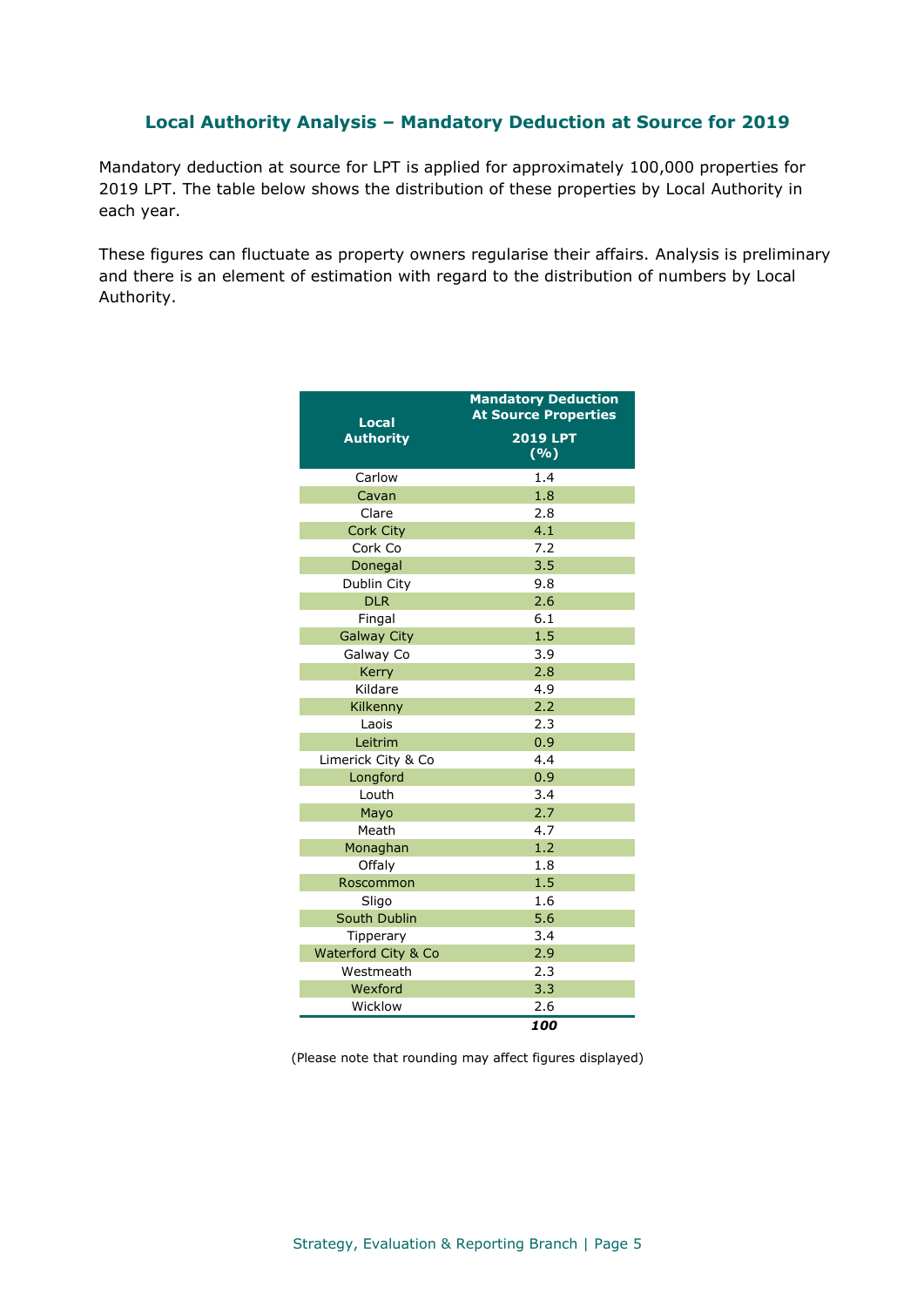## Local Authority Analysis – Mandatory Deduction at Source for 2019

Mandatory deduction at source for LPT is applied for approximately 100,000 properties for 2019 LPT. The table below shows the distribution of these properties by Local Authority in each year.

These figures can fluctuate as property owners regularise their affairs. Analysis is preliminary and there is an element of estimation with regard to the distribution of numbers by Local Authority.

| Local Authority | Mandatory Deduction At Source Properties 2019 LPT (%) |
|---|---|
| Carlow | 1.4 |
| Cavan | 1.8 |
| Clare | 2.8 |
| Cork City | 4.1 |
| Cork Co | 7.2 |
| Donegal | 3.5 |
| Dublin City | 9.8 |
| DLR | 2.6 |
| Fingal | 6.1 |
| Galway City | 1.5 |
| Galway Co | 3.9 |
| Kerry | 2.8 |
| Kildare | 4.9 |
| Kilkenny | 2.2 |
| Laois | 2.3 |
| Leitrim | 0.9 |
| Limerick City & Co | 4.4 |
| Longford | 0.9 |
| Louth | 3.4 |
| Mayo | 2.7 |
| Meath | 4.7 |
| Monaghan | 1.2 |
| Offaly | 1.8 |
| Roscommon | 1.5 |
| Sligo | 1.6 |
| South Dublin | 5.6 |
| Tipperary | 3.4 |
| Waterford City & Co | 2.9 |
| Westmeath | 2.3 |
| Wexford | 3.3 |
| Wicklow | 2.6 |
| | ***100*** |

(Please note that rounding may affect figures displayed)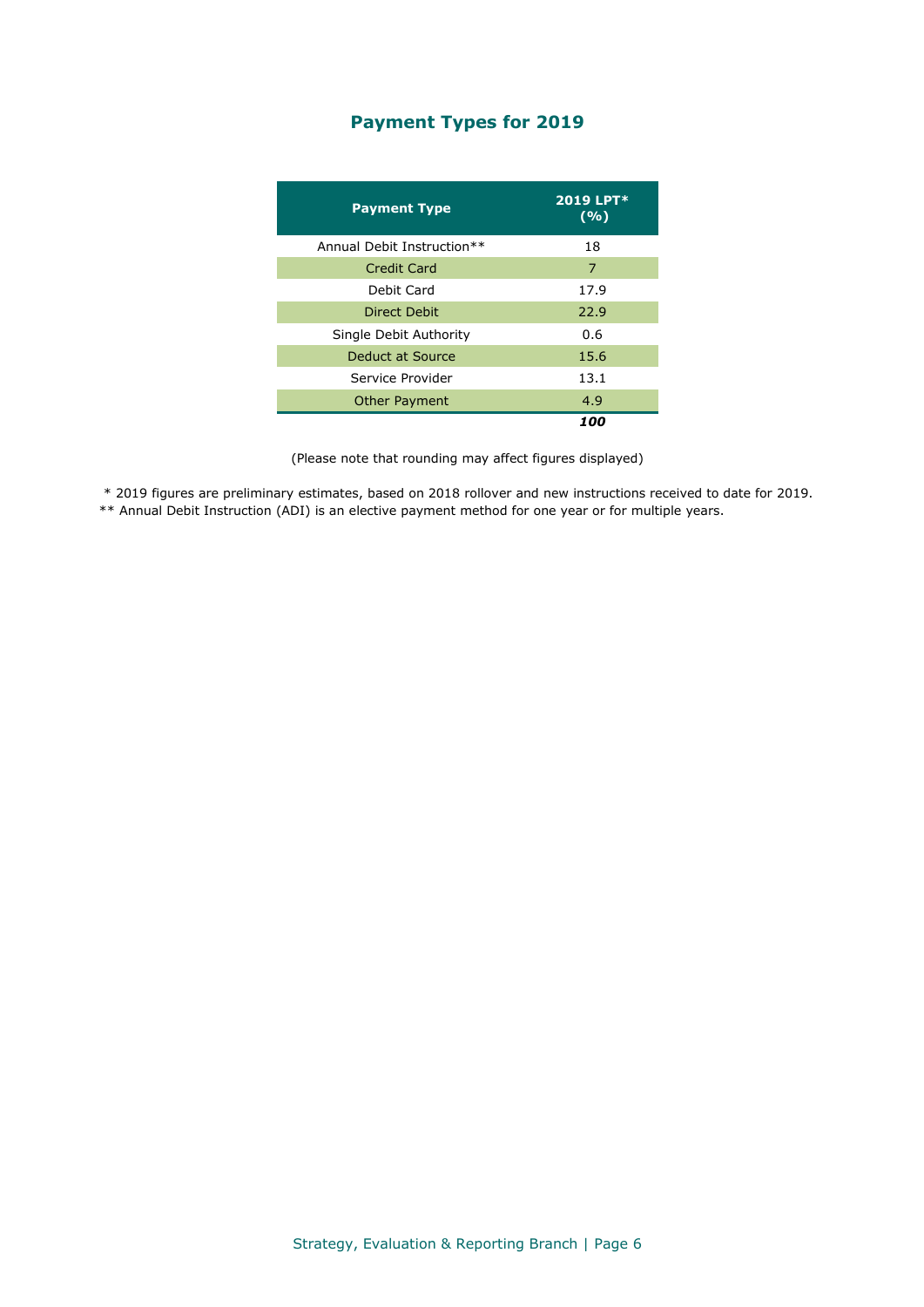# Payment Types for 2019

| Payment Type | 2019 LPT* (%) |
|---|---|
| Annual Debit Instruction** | 18 |
| Credit Card | 7 |
| Debit Card | 17.9 |
| Direct Debit | 22.9 |
| Single Debit Authority | 0.6 |
| Deduct at Source | 15.6 |
| Service Provider | 13.1 |
| Other Payment | 4.9 |
| | ***100*** |

(Please note that rounding may affect figures displayed)

* 2019 figures are preliminary estimates, based on 2018 rollover and new instructions received to date for 2019.

** Annual Debit Instruction (ADI) is an elective payment method for one year or for multiple years.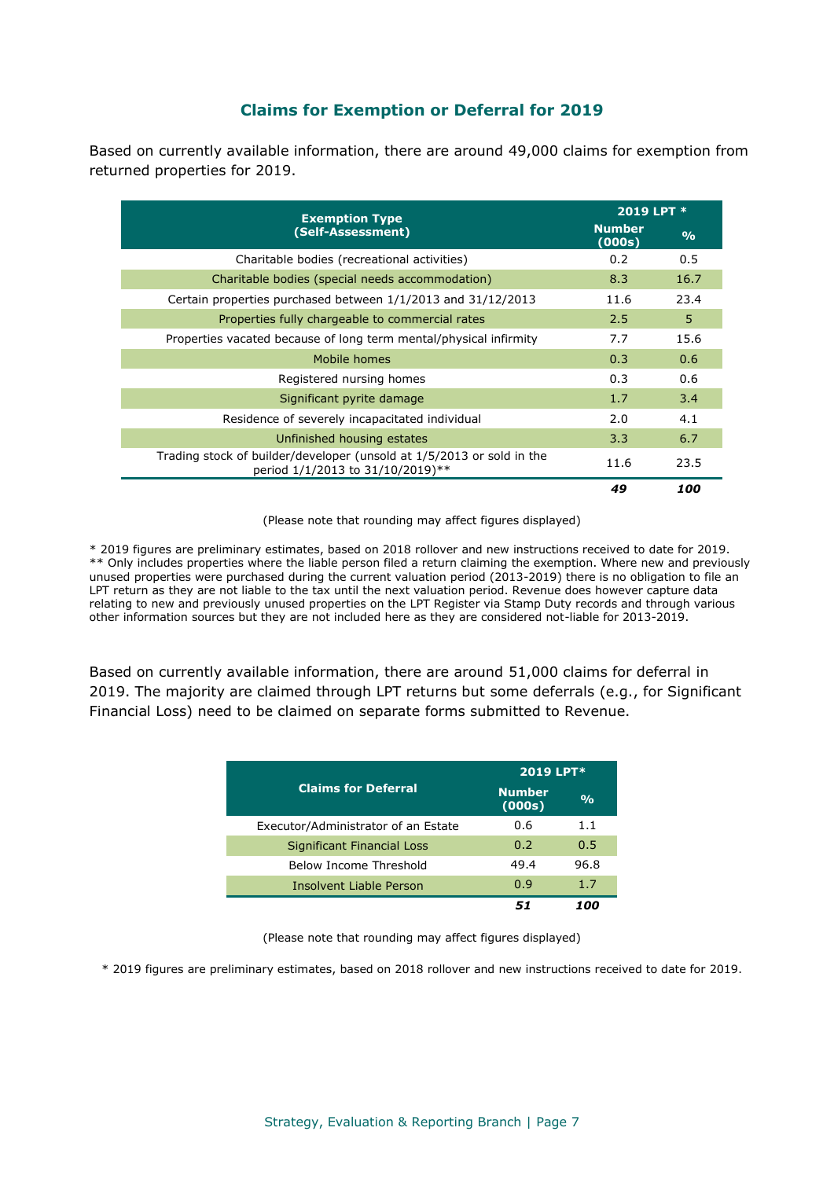## Claims for Exemption or Deferral for 2019

Based on currently available information, there are around 49,000 claims for exemption from returned properties for 2019.

| Exemption Type (Self-Assessment) | 2019 LPT * | |
|---|---|---|
| | Number (000s) | % |
| Charitable bodies (recreational activities) | 0.2 | 0.5 |
| Charitable bodies (special needs accommodation) | 8.3 | 16.7 |
| Certain properties purchased between 1/1/2013 and 31/12/2013 | 11.6 | 23.4 |
| Properties fully chargeable to commercial rates | 2.5 | 5 |
| Properties vacated because of long term mental/physical infirmity | 7.7 | 15.6 |
| Mobile homes | 0.3 | 0.6 |
| Registered nursing homes | 0.3 | 0.6 |
| Significant pyrite damage | 1.7 | 3.4 |
| Residence of severely incapacitated individual | 2.0 | 4.1 |
| Unfinished housing estates | 3.3 | 6.7 |
| Trading stock of builder/developer (unsold at 1/5/2013 or sold in the period 1/1/2013 to 31/10/2019)** | 11.6 | 23.5 |
| | ***49*** | ***100*** |

(Please note that rounding may affect figures displayed)

* 2019 figures are preliminary estimates, based on 2018 rollover and new instructions received to date for 2019.
** Only includes properties where the liable person filed a return claiming the exemption. Where new and previously unused properties were purchased during the current valuation period (2013-2019) there is no obligation to file an LPT return as they are not liable to the tax until the next valuation period. Revenue does however capture data relating to new and previously unused properties on the LPT Register via Stamp Duty records and through various other information sources but they are not included here as they are considered not-liable for 2013-2019.

Based on currently available information, there are around 51,000 claims for deferral in 2019. The majority are claimed through LPT returns but some deferrals (e.g., for Significant Financial Loss) need to be claimed on separate forms submitted to Revenue.

| Claims for Deferral | 2019 LPT* | |
|---|---|---|
| | Number (000s) | % |
| Executor/Administrator of an Estate | 0.6 | 1.1 |
| Significant Financial Loss | 0.2 | 0.5 |
| Below Income Threshold | 49.4 | 96.8 |
| Insolvent Liable Person | 0.9 | 1.7 |
| | ***51*** | ***100*** |

(Please note that rounding may affect figures displayed)

* 2019 figures are preliminary estimates, based on 2018 rollover and new instructions received to date for 2019.